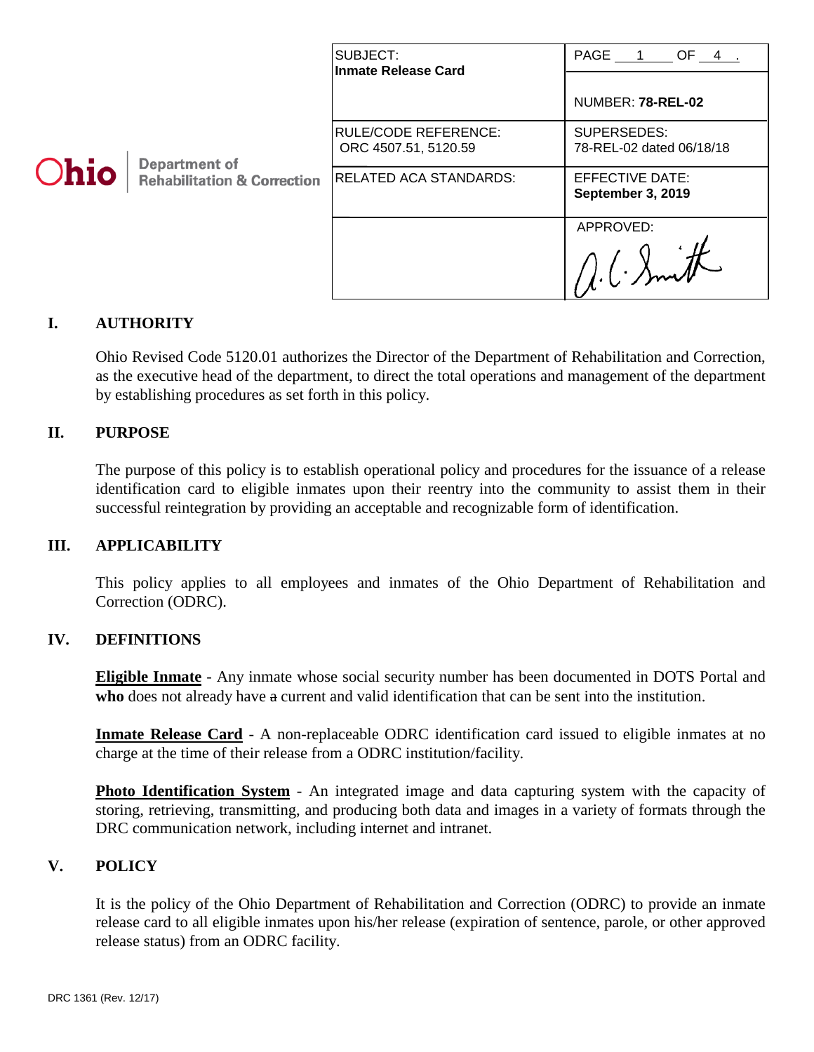Ohio Department of Rehabilitation & Correction

| SUBJECT: **Inmate Release Card** | PAGE 1 OF 4 . |
|---|---|
| | NUMBER: **78-REL-02** |
| RULE/CODE REFERENCE: ORC 4507.51, 5120.59 | SUPERSEDES: 78-REL-02 dated 06/18/18 |
| RELATED ACA STANDARDS: | EFFECTIVE DATE: **September 3, 2019** |
| | APPROVED: A.C. Smith |

## I. AUTHORITY

Ohio Revised Code 5120.01 authorizes the Director of the Department of Rehabilitation and Correction, as the executive head of the department, to direct the total operations and management of the department by establishing procedures as set forth in this policy.

## II. PURPOSE

The purpose of this policy is to establish operational policy and procedures for the issuance of a release identification card to eligible inmates upon their reentry into the community to assist them in their successful reintegration by providing an acceptable and recognizable form of identification.

## III. APPLICABILITY

This policy applies to all employees and inmates of the Ohio Department of Rehabilitation and Correction (ODRC).

## IV. DEFINITIONS

**Eligible Inmate** - Any inmate whose social security number has been documented in DOTS Portal and **who** does not already have ~~a~~ current and valid identification that can be sent into the institution.

**Inmate Release Card** - A non-replaceable ODRC identification card issued to eligible inmates at no charge at the time of their release from a ODRC institution/facility.

**Photo Identification System** - An integrated image and data capturing system with the capacity of storing, retrieving, transmitting, and producing both data and images in a variety of formats through the DRC communication network, including internet and intranet.

## V. POLICY

It is the policy of the Ohio Department of Rehabilitation and Correction (ODRC) to provide an inmate release card to all eligible inmates upon his/her release (expiration of sentence, parole, or other approved release status) from an ODRC facility.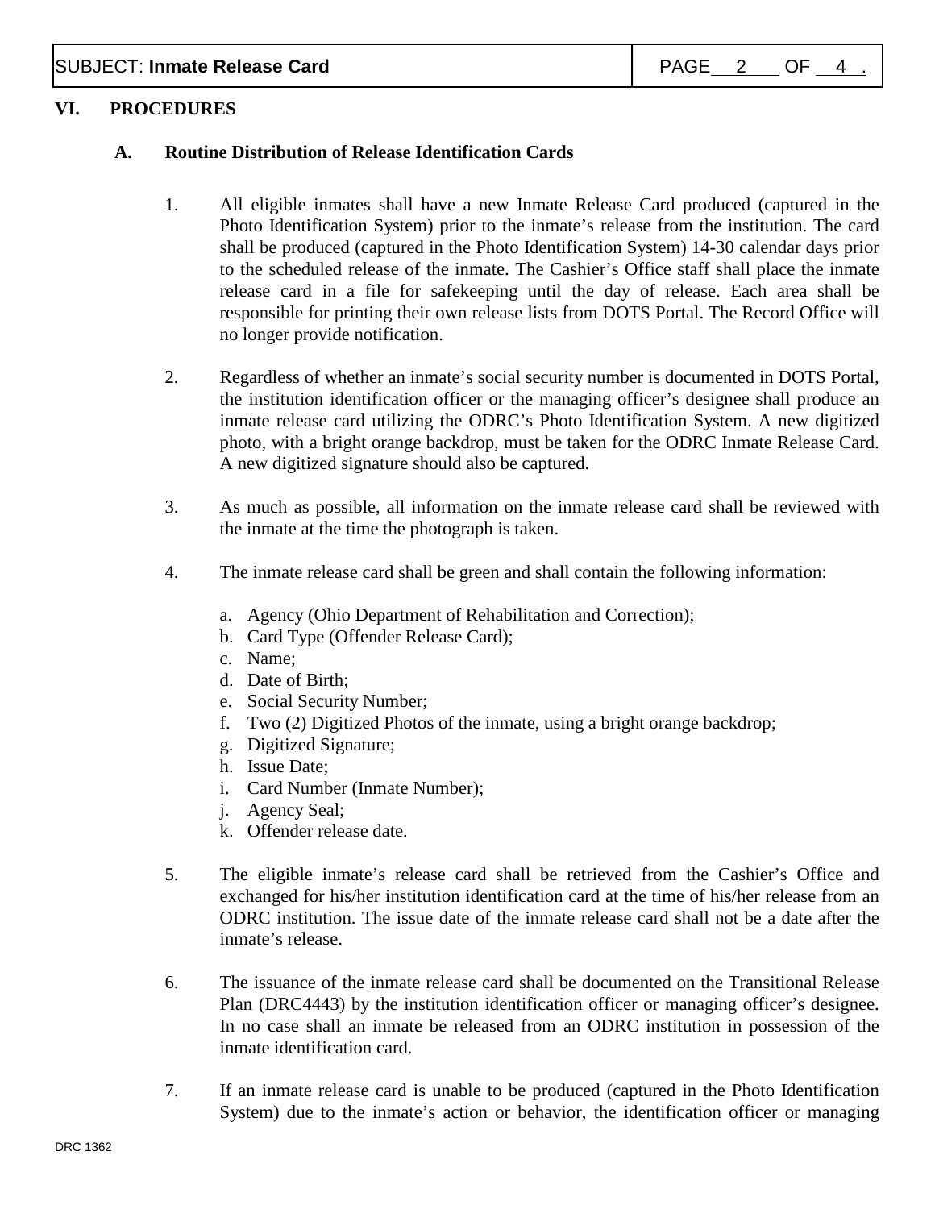## VI. PROCEDURES

### A. Routine Distribution of Release Identification Cards

1. All eligible inmates shall have a new Inmate Release Card produced (captured in the Photo Identification System) prior to the inmate's release from the institution. The card shall be produced (captured in the Photo Identification System) 14-30 calendar days prior to the scheduled release of the inmate. The Cashier's Office staff shall place the inmate release card in a file for safekeeping until the day of release. Each area shall be responsible for printing their own release lists from DOTS Portal. The Record Office will no longer provide notification.

2. Regardless of whether an inmate's social security number is documented in DOTS Portal, the institution identification officer or the managing officer's designee shall produce an inmate release card utilizing the ODRC's Photo Identification System. A new digitized photo, with a bright orange backdrop, must be taken for the ODRC Inmate Release Card. A new digitized signature should also be captured.

3. As much as possible, all information on the inmate release card shall be reviewed with the inmate at the time the photograph is taken.

4. The inmate release card shall be green and shall contain the following information:

   a. Agency (Ohio Department of Rehabilitation and Correction);
   b. Card Type (Offender Release Card);
   c. Name;
   d. Date of Birth;
   e. Social Security Number;
   f. Two (2) Digitized Photos of the inmate, using a bright orange backdrop;
   g. Digitized Signature;
   h. Issue Date;
   i. Card Number (Inmate Number);
   j. Agency Seal;
   k. Offender release date.

5. The eligible inmate's release card shall be retrieved from the Cashier's Office and exchanged for his/her institution identification card at the time of his/her release from an ODRC institution. The issue date of the inmate release card shall not be a date after the inmate's release.

6. The issuance of the inmate release card shall be documented on the Transitional Release Plan (DRC4443) by the institution identification officer or managing officer's designee. In no case shall an inmate be released from an ODRC institution in possession of the inmate identification card.

7. If an inmate release card is unable to be produced (captured in the Photo Identification System) due to the inmate's action or behavior, the identification officer or managing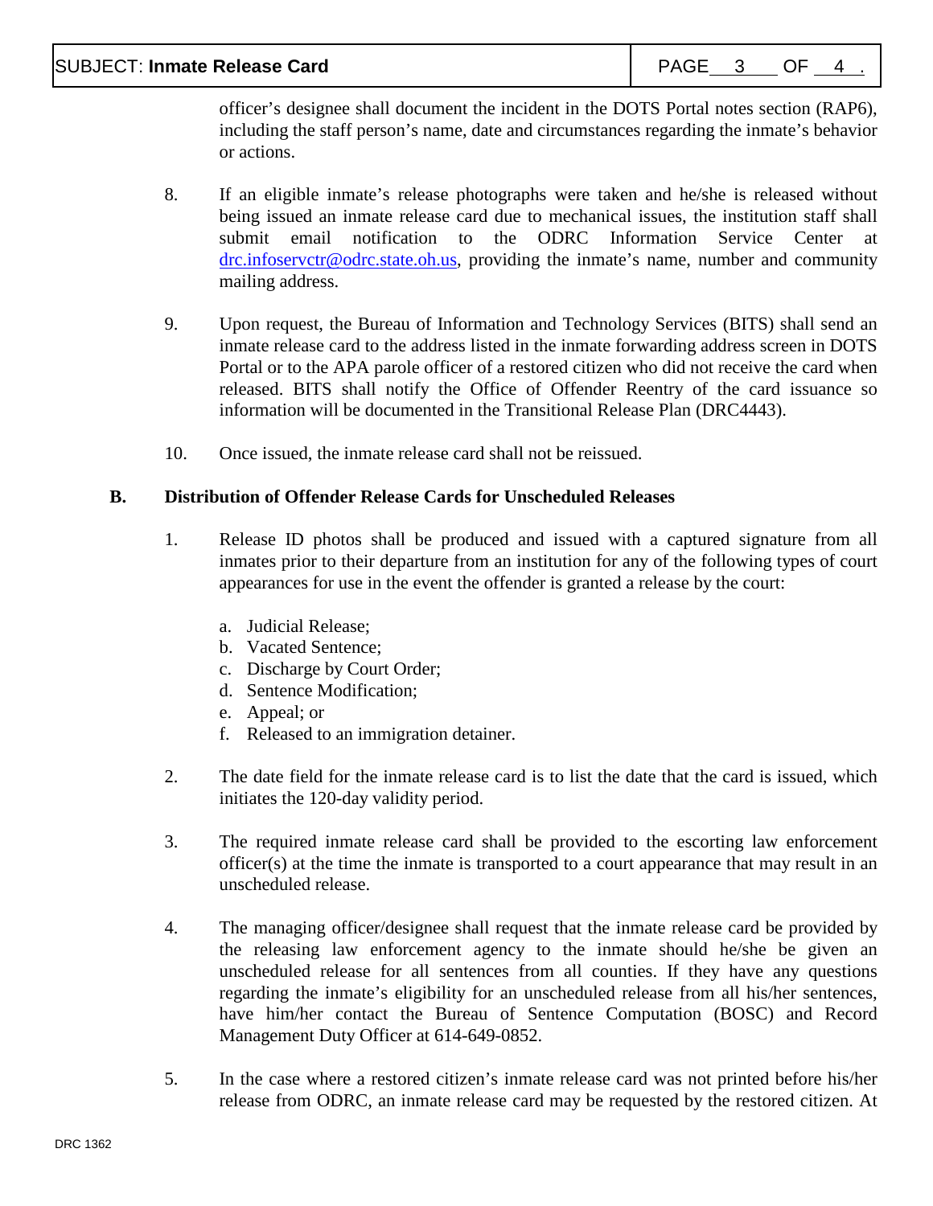officer's designee shall document the incident in the DOTS Portal notes section (RAP6), including the staff person's name, date and circumstances regarding the inmate's behavior or actions.

8. If an eligible inmate's release photographs were taken and he/she is released without being issued an inmate release card due to mechanical issues, the institution staff shall submit email notification to the ODRC Information Service Center at [drc.infoservctr@odrc.state.oh.us](mailto:drc.infoservctr@odrc.state.oh.us), providing the inmate's name, number and community mailing address.

9. Upon request, the Bureau of Information and Technology Services (BITS) shall send an inmate release card to the address listed in the inmate forwarding address screen in DOTS Portal or to the APA parole officer of a restored citizen who did not receive the card when released. BITS shall notify the Office of Offender Reentry of the card issuance so information will be documented in the Transitional Release Plan (DRC4443).

10. Once issued, the inmate release card shall not be reissued.

**B. Distribution of Offender Release Cards for Unscheduled Releases**

1. Release ID photos shall be produced and issued with a captured signature from all inmates prior to their departure from an institution for any of the following types of court appearances for use in the event the offender is granted a release by the court:

   a. Judicial Release;
   b. Vacated Sentence;
   c. Discharge by Court Order;
   d. Sentence Modification;
   e. Appeal; or
   f. Released to an immigration detainer.

2. The date field for the inmate release card is to list the date that the card is issued, which initiates the 120-day validity period.

3. The required inmate release card shall be provided to the escorting law enforcement officer(s) at the time the inmate is transported to a court appearance that may result in an unscheduled release.

4. The managing officer/designee shall request that the inmate release card be provided by the releasing law enforcement agency to the inmate should he/she be given an unscheduled release for all sentences from all counties. If they have any questions regarding the inmate's eligibility for an unscheduled release from all his/her sentences, have him/her contact the Bureau of Sentence Computation (BOSC) and Record Management Duty Officer at 614-649-0852.

5. In the case where a restored citizen's inmate release card was not printed before his/her release from ODRC, an inmate release card may be requested by the restored citizen. At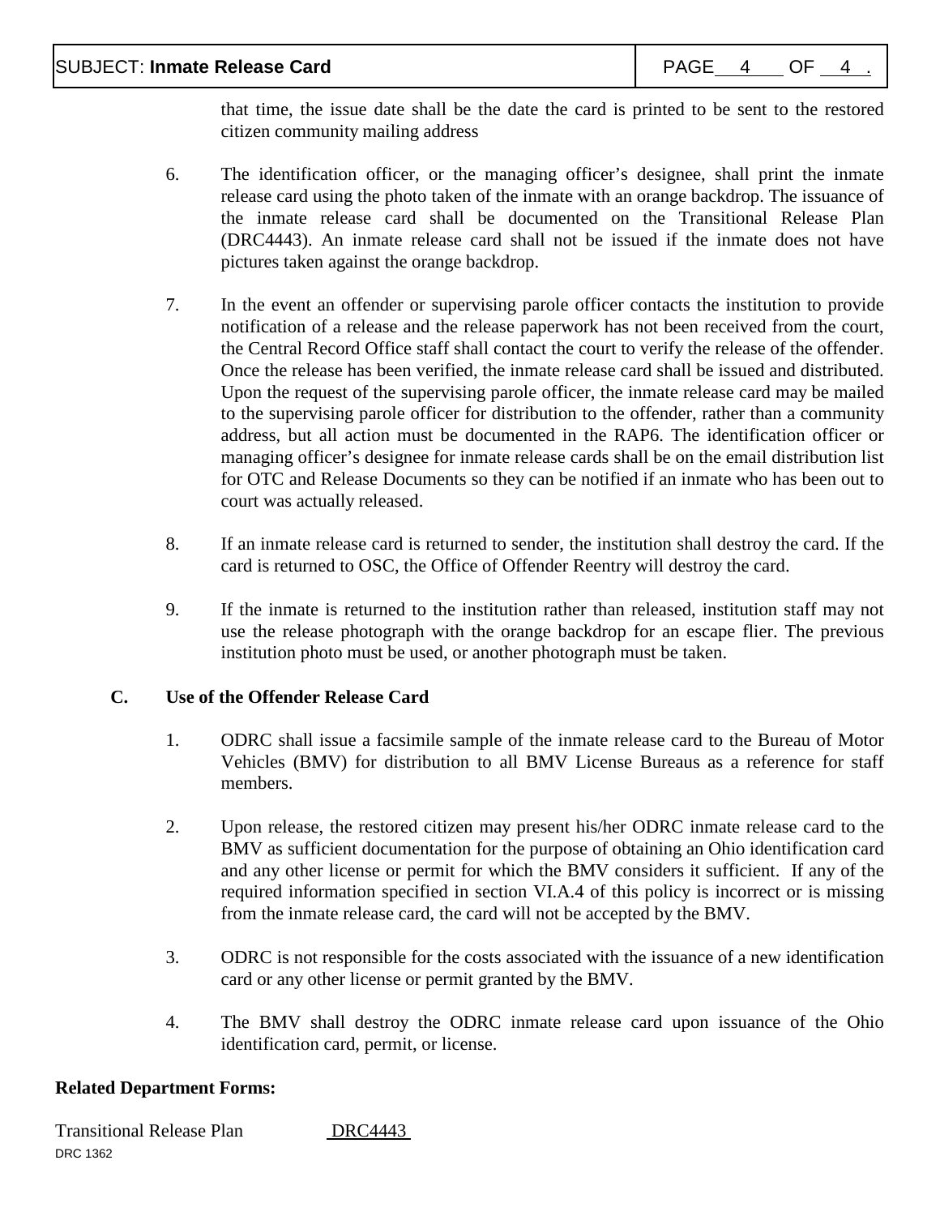that time, the issue date shall be the date the card is printed to be sent to the restored citizen community mailing address

6. The identification officer, or the managing officer's designee, shall print the inmate release card using the photo taken of the inmate with an orange backdrop. The issuance of the inmate release card shall be documented on the Transitional Release Plan (DRC4443). An inmate release card shall not be issued if the inmate does not have pictures taken against the orange backdrop.

7. In the event an offender or supervising parole officer contacts the institution to provide notification of a release and the release paperwork has not been received from the court, the Central Record Office staff shall contact the court to verify the release of the offender. Once the release has been verified, the inmate release card shall be issued and distributed. Upon the request of the supervising parole officer, the inmate release card may be mailed to the supervising parole officer for distribution to the offender, rather than a community address, but all action must be documented in the RAP6. The identification officer or managing officer's designee for inmate release cards shall be on the email distribution list for OTC and Release Documents so they can be notified if an inmate who has been out to court was actually released.

8. If an inmate release card is returned to sender, the institution shall destroy the card. If the card is returned to OSC, the Office of Offender Reentry will destroy the card.

9. If the inmate is returned to the institution rather than released, institution staff may not use the release photograph with the orange backdrop for an escape flier. The previous institution photo must be used, or another photograph must be taken.

**C. Use of the Offender Release Card**

1. ODRC shall issue a facsimile sample of the inmate release card to the Bureau of Motor Vehicles (BMV) for distribution to all BMV License Bureaus as a reference for staff members.

2. Upon release, the restored citizen may present his/her ODRC inmate release card to the BMV as sufficient documentation for the purpose of obtaining an Ohio identification card and any other license or permit for which the BMV considers it sufficient. If any of the required information specified in section VI.A.4 of this policy is incorrect or is missing from the inmate release card, the card will not be accepted by the BMV.

3. ODRC is not responsible for the costs associated with the issuance of a new identification card or any other license or permit granted by the BMV.

4. The BMV shall destroy the ODRC inmate release card upon issuance of the Ohio identification card, permit, or license.

**Related Department Forms:**

Transitional Release Plan DRC4443